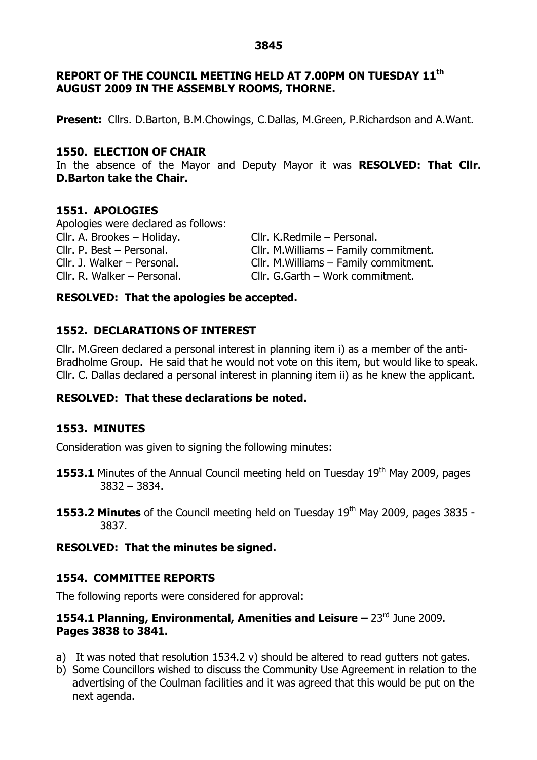**REPORT OF THE COUNCIL MEETING HELD AT 7.00PM ON TUESDAY 11th AUGUST 2009 IN THE ASSEMBLY ROOMS, THORNE.**

**Present:** Cllrs. D.Barton, B.M.Chowings, C.Dallas, M.Green, P.Richardson and A.Want.

## 1550. ELECTION OF CHAIR

In the absence of the Mayor and Deputy Mayor it was **RESOLVED: That Cllr. D.Barton take the Chair.**

## 1551. APOLOGIES

Apologies were declared as follows:

Cllr. A. Brookes – Holiday.
Cllr. P. Best – Personal.
Cllr. J. Walker – Personal.
Cllr. R. Walker – Personal.
Cllr. K.Redmile – Personal.
Cllr. M.Williams – Family commitment.
Cllr. M.Williams – Family commitment.
Cllr. G.Garth – Work commitment.

**RESOLVED: That the apologies be accepted.**

## 1552. DECLARATIONS OF INTEREST

Cllr. M.Green declared a personal interest in planning item i) as a member of the anti-Bradholme Group. He said that he would not vote on this item, but would like to speak. Cllr. C. Dallas declared a personal interest in planning item ii) as he knew the applicant.

**RESOLVED: That these declarations be noted.**

## 1553. MINUTES

Consideration was given to signing the following minutes:

**1553.1** Minutes of the Annual Council meeting held on Tuesday 19th May 2009, pages 3832 – 3834.

**1553.2 Minutes** of the Council meeting held on Tuesday 19th May 2009, pages 3835 - 3837.

**RESOLVED: That the minutes be signed.**

## 1554. COMMITTEE REPORTS

The following reports were considered for approval:

### 1554.1 Planning, Environmental, Amenities and Leisure – 23rd June 2009. Pages 3838 to 3841.

a) It was noted that resolution 1534.2 v) should be altered to read gutters not gates.
b) Some Councillors wished to discuss the Community Use Agreement in relation to the advertising of the Coulman facilities and it was agreed that this would be put on the next agenda.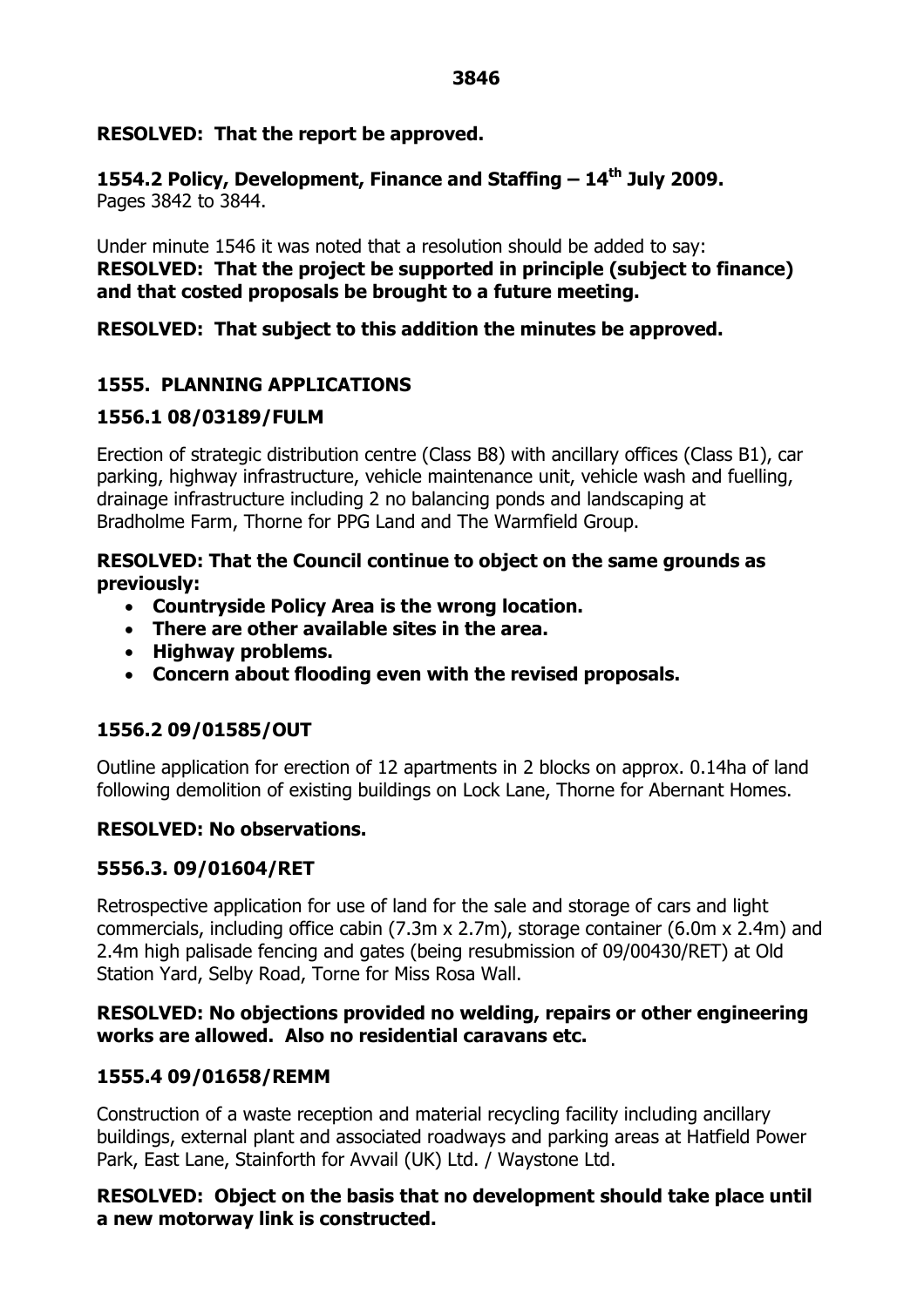**RESOLVED: That the report be approved.**

### 1554.2 Policy, Development, Finance and Staffing – 14th July 2009.

Pages 3842 to 3844.

Under minute 1546 it was noted that a resolution should be added to say:
**RESOLVED: That the project be supported in principle (subject to finance) and that costed proposals be brought to a future meeting.**

**RESOLVED: That subject to this addition the minutes be approved.**

## 1555. PLANNING APPLICATIONS

### 1556.1 08/03189/FULM

Erection of strategic distribution centre (Class B8) with ancillary offices (Class B1), car parking, highway infrastructure, vehicle maintenance unit, vehicle wash and fuelling, drainage infrastructure including 2 no balancing ponds and landscaping at Bradholme Farm, Thorne for PPG Land and The Warmfield Group.

**RESOLVED: That the Council continue to object on the same grounds as previously:**

- **Countryside Policy Area is the wrong location.**
- **There are other available sites in the area.**
- **Highway problems.**
- **Concern about flooding even with the revised proposals.**

### 1556.2 09/01585/OUT

Outline application for erection of 12 apartments in 2 blocks on approx. 0.14ha of land following demolition of existing buildings on Lock Lane, Thorne for Abernant Homes.

**RESOLVED: No observations.**

### 5556.3. 09/01604/RET

Retrospective application for use of land for the sale and storage of cars and light commercials, including office cabin (7.3m x 2.7m), storage container (6.0m x 2.4m) and 2.4m high palisade fencing and gates (being resubmission of 09/00430/RET) at Old Station Yard, Selby Road, Torne for Miss Rosa Wall.

**RESOLVED: No objections provided no welding, repairs or other engineering works are allowed. Also no residential caravans etc.**

### 1555.4 09/01658/REMM

Construction of a waste reception and material recycling facility including ancillary buildings, external plant and associated roadways and parking areas at Hatfield Power Park, East Lane, Stainforth for Avvail (UK) Ltd. / Waystone Ltd.

**RESOLVED: Object on the basis that no development should take place until a new motorway link is constructed.**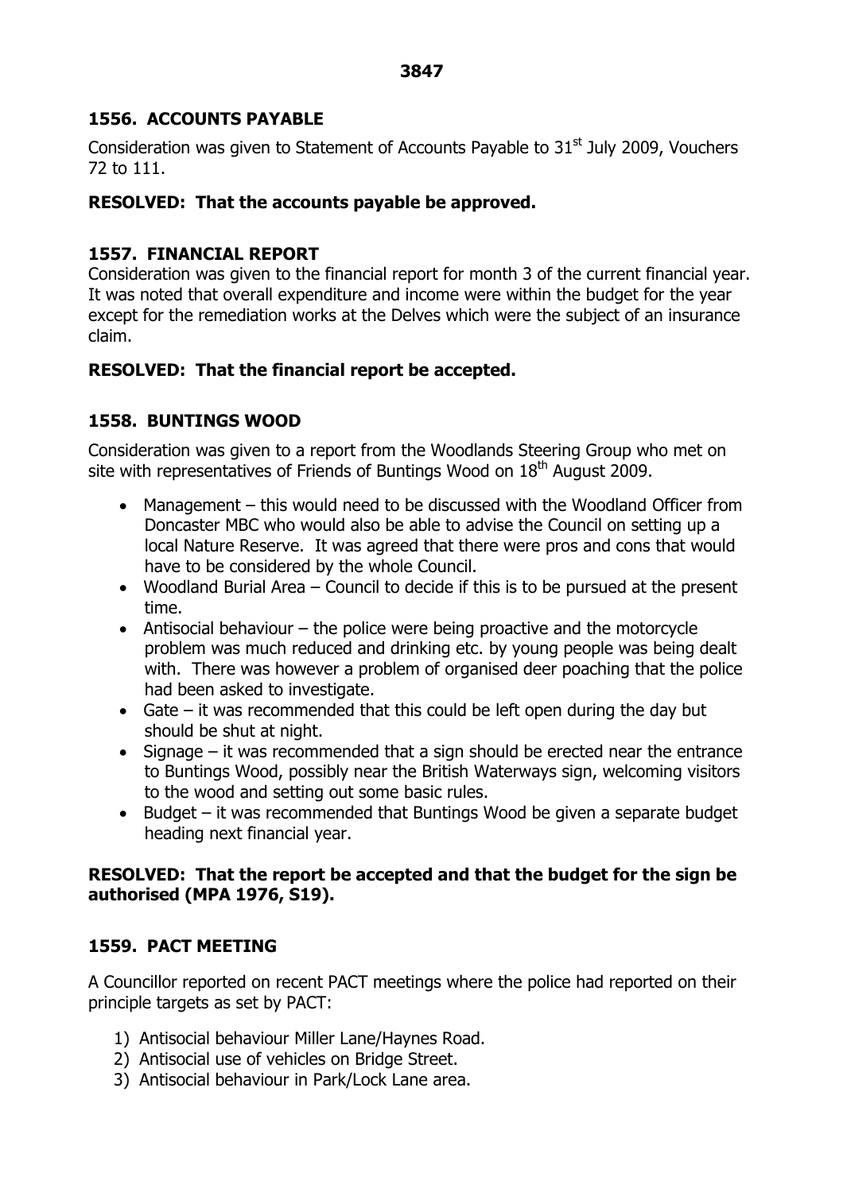## 1556. ACCOUNTS PAYABLE

Consideration was given to Statement of Accounts Payable to 31st July 2009, Vouchers 72 to 111.

**RESOLVED: That the accounts payable be approved.**

## 1557. FINANCIAL REPORT

Consideration was given to the financial report for month 3 of the current financial year. It was noted that overall expenditure and income were within the budget for the year except for the remediation works at the Delves which were the subject of an insurance claim.

**RESOLVED: That the financial report be accepted.**

## 1558. BUNTINGS WOOD

Consideration was given to a report from the Woodlands Steering Group who met on site with representatives of Friends of Buntings Wood on 18th August 2009.

- Management – this would need to be discussed with the Woodland Officer from Doncaster MBC who would also be able to advise the Council on setting up a local Nature Reserve. It was agreed that there were pros and cons that would have to be considered by the whole Council.
- Woodland Burial Area – Council to decide if this is to be pursued at the present time.
- Antisocial behaviour – the police were being proactive and the motorcycle problem was much reduced and drinking etc. by young people was being dealt with. There was however a problem of organised deer poaching that the police had been asked to investigate.
- Gate – it was recommended that this could be left open during the day but should be shut at night.
- Signage – it was recommended that a sign should be erected near the entrance to Buntings Wood, possibly near the British Waterways sign, welcoming visitors to the wood and setting out some basic rules.
- Budget – it was recommended that Buntings Wood be given a separate budget heading next financial year.

**RESOLVED: That the report be accepted and that the budget for the sign be authorised (MPA 1976, S19).**

## 1559. PACT MEETING

A Councillor reported on recent PACT meetings where the police had reported on their principle targets as set by PACT:

1) Antisocial behaviour Miller Lane/Haynes Road.
2) Antisocial use of vehicles on Bridge Street.
3) Antisocial behaviour in Park/Lock Lane area.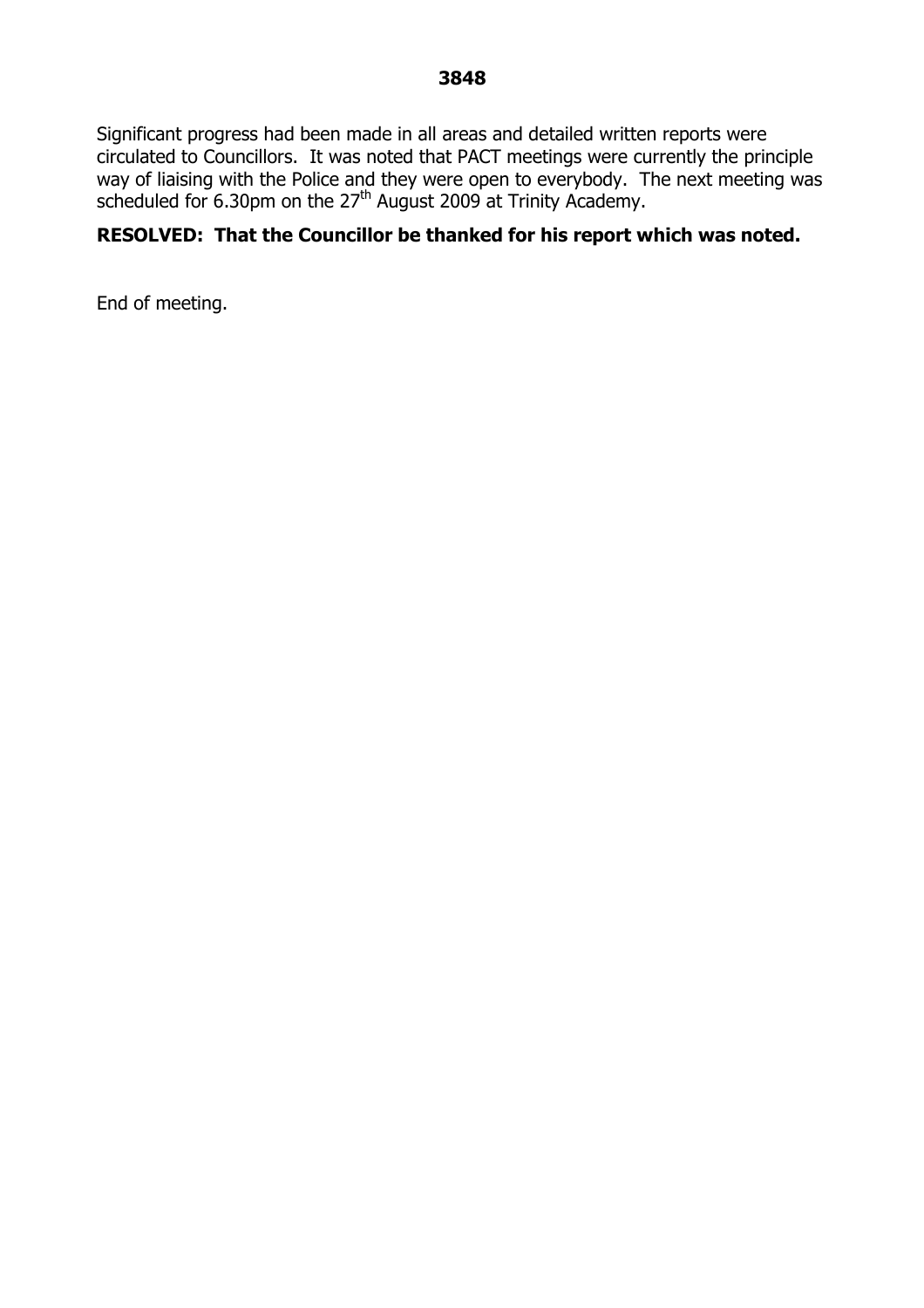Significant progress had been made in all areas and detailed written reports were circulated to Councillors. It was noted that PACT meetings were currently the principle way of liaising with the Police and they were open to everybody. The next meeting was scheduled for 6.30pm on the 27th August 2009 at Trinity Academy.

**RESOLVED: That the Councillor be thanked for his report which was noted.**

End of meeting.